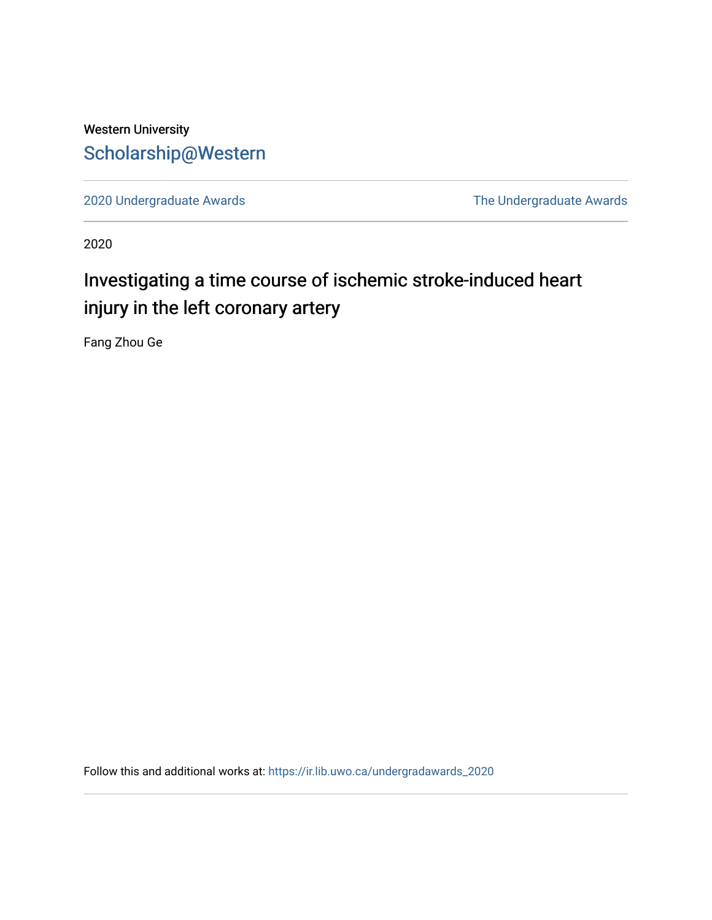Western University

Scholarship@Western

2020 Undergraduate Awards

The Undergraduate Awards

2020

# Investigating a time course of ischemic stroke-induced heart injury in the left coronary artery

Fang Zhou Ge

Follow this and additional works at: https://ir.lib.uwo.ca/undergradawards_2020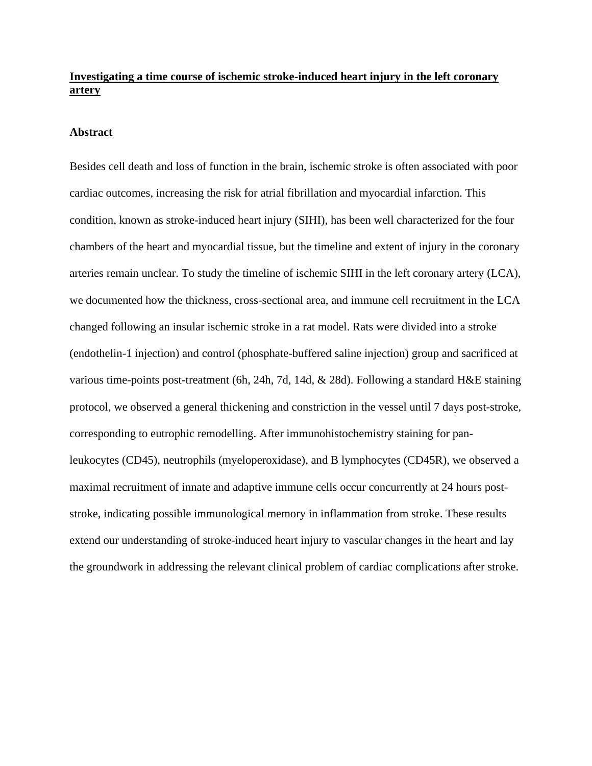# Investigating a time course of ischemic stroke-induced heart injury in the left coronary artery

## Abstract

Besides cell death and loss of function in the brain, ischemic stroke is often associated with poor cardiac outcomes, increasing the risk for atrial fibrillation and myocardial infarction. This condition, known as stroke-induced heart injury (SIHI), has been well characterized for the four chambers of the heart and myocardial tissue, but the timeline and extent of injury in the coronary arteries remain unclear. To study the timeline of ischemic SIHI in the left coronary artery (LCA), we documented how the thickness, cross-sectional area, and immune cell recruitment in the LCA changed following an insular ischemic stroke in a rat model. Rats were divided into a stroke (endothelin-1 injection) and control (phosphate-buffered saline injection) group and sacrificed at various time-points post-treatment (6h, 24h, 7d, 14d, & 28d). Following a standard H&E staining protocol, we observed a general thickening and constriction in the vessel until 7 days post-stroke, corresponding to eutrophic remodelling. After immunohistochemistry staining for pan-leukocytes (CD45), neutrophils (myeloperoxidase), and B lymphocytes (CD45R), we observed a maximal recruitment of innate and adaptive immune cells occur concurrently at 24 hours post-stroke, indicating possible immunological memory in inflammation from stroke. These results extend our understanding of stroke-induced heart injury to vascular changes in the heart and lay the groundwork in addressing the relevant clinical problem of cardiac complications after stroke.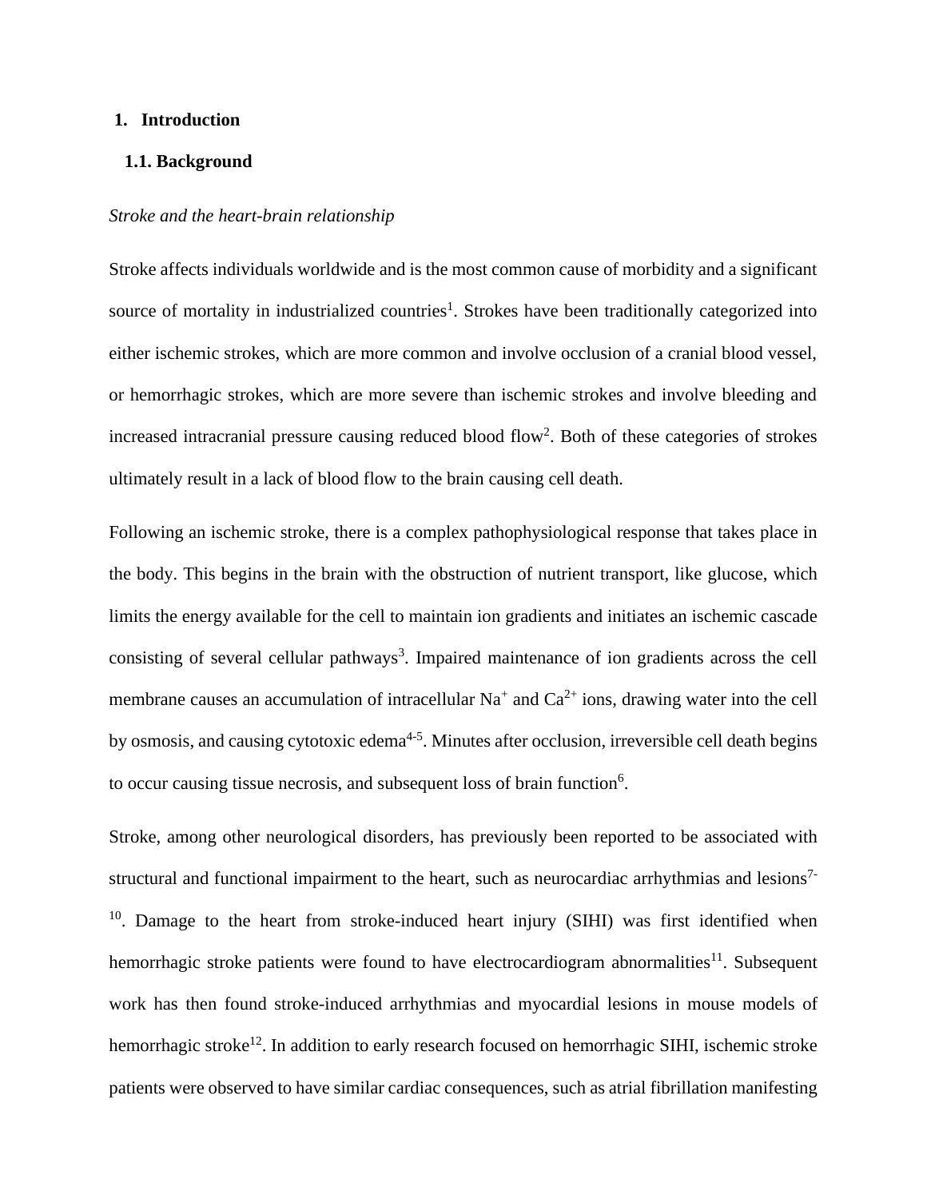# 1. Introduction

## 1.1. Background

*Stroke and the heart-brain relationship*

Stroke affects individuals worldwide and is the most common cause of morbidity and a significant source of mortality in industrialized countries[1]. Strokes have been traditionally categorized into either ischemic strokes, which are more common and involve occlusion of a cranial blood vessel, or hemorrhagic strokes, which are more severe than ischemic strokes and involve bleeding and increased intracranial pressure causing reduced blood flow[2]. Both of these categories of strokes ultimately result in a lack of blood flow to the brain causing cell death.

Following an ischemic stroke, there is a complex pathophysiological response that takes place in the body. This begins in the brain with the obstruction of nutrient transport, like glucose, which limits the energy available for the cell to maintain ion gradients and initiates an ischemic cascade consisting of several cellular pathways[3]. Impaired maintenance of ion gradients across the cell membrane causes an accumulation of intracellular $Na^{+}$ and $Ca^{2+}$ ions, drawing water into the cell by osmosis, and causing cytotoxic edema[4-5]. Minutes after occlusion, irreversible cell death begins to occur causing tissue necrosis, and subsequent loss of brain function[6].

Stroke, among other neurological disorders, has previously been reported to be associated with structural and functional impairment to the heart, such as neurocardiac arrhythmias and lesions[7-10]. Damage to the heart from stroke-induced heart injury (SIHI) was first identified when hemorrhagic stroke patients were found to have electrocardiogram abnormalities[11]. Subsequent work has then found stroke-induced arrhythmias and myocardial lesions in mouse models of hemorrhagic stroke[12]. In addition to early research focused on hemorrhagic SIHI, ischemic stroke patients were observed to have similar cardiac consequences, such as atrial fibrillation manifesting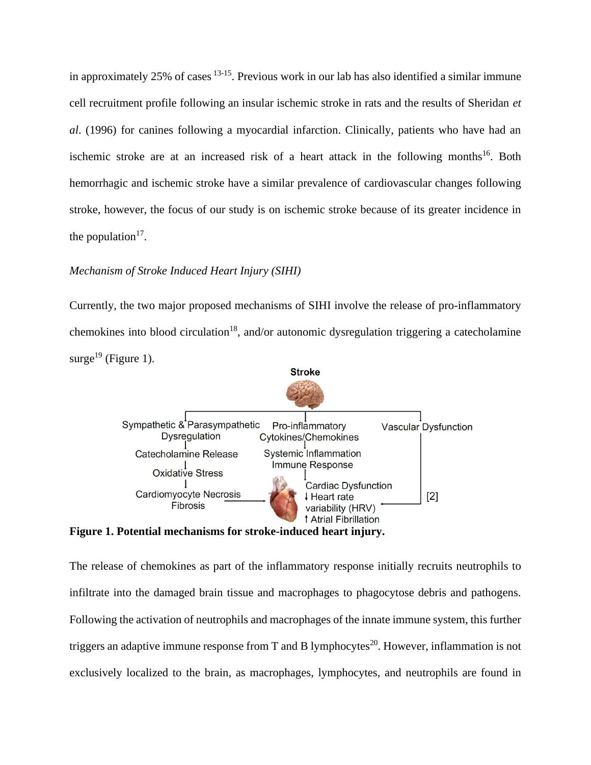in approximately 25% of cases [13-15]. Previous work in our lab has also identified a similar immune cell recruitment profile following an insular ischemic stroke in rats and the results of Sheridan *et al*. (1996) for canines following a myocardial infarction. Clinically, patients who have had an ischemic stroke are at an increased risk of a heart attack in the following months[16]. Both hemorrhagic and ischemic stroke have a similar prevalence of cardiovascular changes following stroke, however, the focus of our study is on ischemic stroke because of its greater incidence in the population[17].

*Mechanism of Stroke Induced Heart Injury (SIHI)*

Currently, the two major proposed mechanisms of SIHI involve the release of pro-inflammatory chemokines into blood circulation[18], and/or autonomic dysregulation triggering a catecholamine surge[19] (Figure 1).

Stroke

Sympathetic & Parasympathetic Dysregulation → Catecholamine Release → Oxidative Stress → Cardiomyocyte Necrosis Fibrosis

Pro-inflammatory Cytokines/Chemokines → Systemic Inflammation Immune Response → Cardiac Dysfunction ↓ Heart rate variability (HRV) ↑ Atrial Fibrillation

Vascular Dysfunction [2]

**Figure 1. Potential mechanisms for stroke-induced heart injury.**

The release of chemokines as part of the inflammatory response initially recruits neutrophils to infiltrate into the damaged brain tissue and macrophages to phagocytose debris and pathogens. Following the activation of neutrophils and macrophages of the innate immune system, this further triggers an adaptive immune response from T and B lymphocytes[20]. However, inflammation is not exclusively localized to the brain, as macrophages, lymphocytes, and neutrophils are found in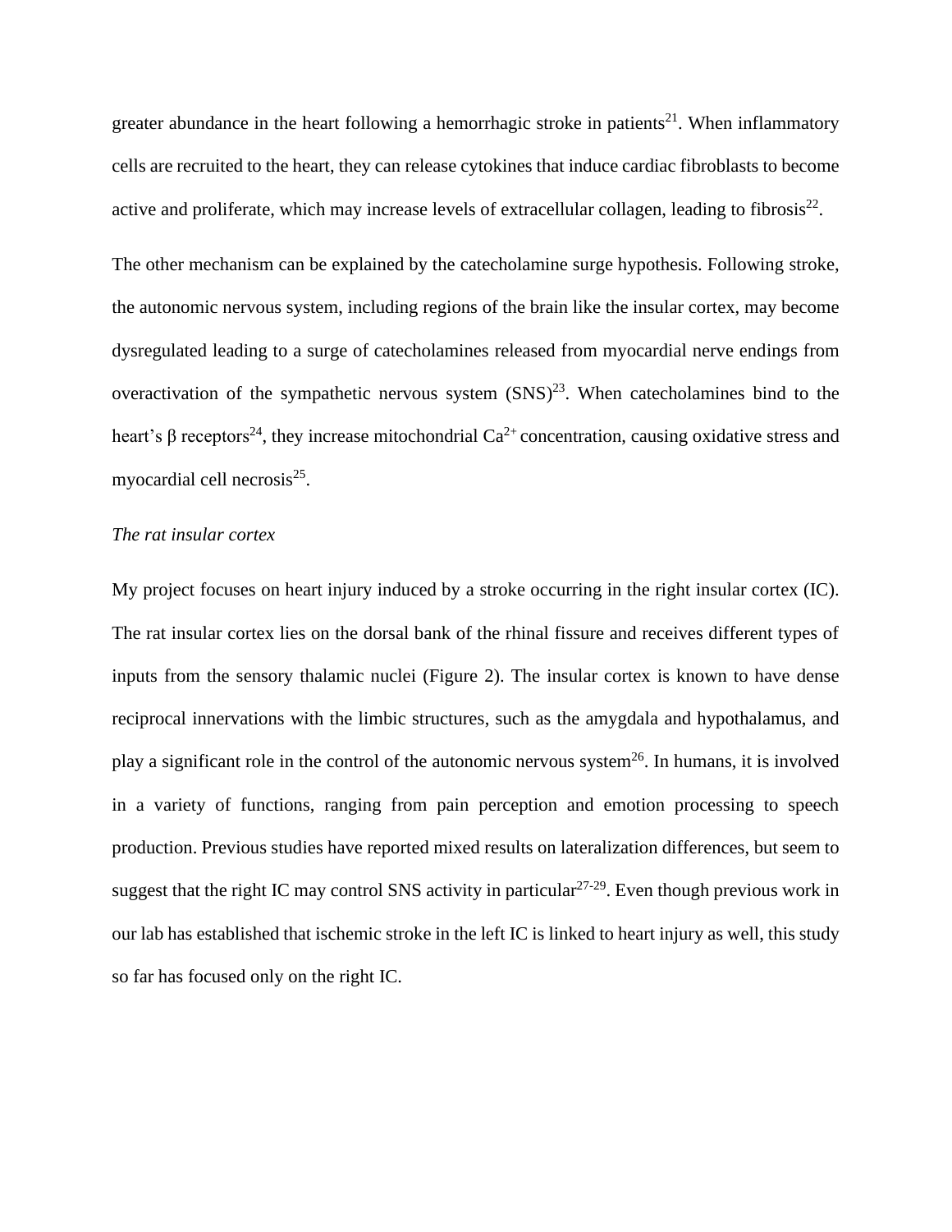greater abundance in the heart following a hemorrhagic stroke in patients[21]. When inflammatory cells are recruited to the heart, they can release cytokines that induce cardiac fibroblasts to become active and proliferate, which may increase levels of extracellular collagen, leading to fibrosis[22].

The other mechanism can be explained by the catecholamine surge hypothesis. Following stroke, the autonomic nervous system, including regions of the brain like the insular cortex, may become dysregulated leading to a surge of catecholamines released from myocardial nerve endings from overactivation of the sympathetic nervous system (SNS)[23]. When catecholamines bind to the heart's β receptors[24], they increase mitochondrial $Ca^{2+}$ concentration, causing oxidative stress and myocardial cell necrosis[25].

*The rat insular cortex*

My project focuses on heart injury induced by a stroke occurring in the right insular cortex (IC). The rat insular cortex lies on the dorsal bank of the rhinal fissure and receives different types of inputs from the sensory thalamic nuclei (Figure 2). The insular cortex is known to have dense reciprocal innervations with the limbic structures, such as the amygdala and hypothalamus, and play a significant role in the control of the autonomic nervous system[26]. In humans, it is involved in a variety of functions, ranging from pain perception and emotion processing to speech production. Previous studies have reported mixed results on lateralization differences, but seem to suggest that the right IC may control SNS activity in particular[27-29]. Even though previous work in our lab has established that ischemic stroke in the left IC is linked to heart injury as well, this study so far has focused only on the right IC.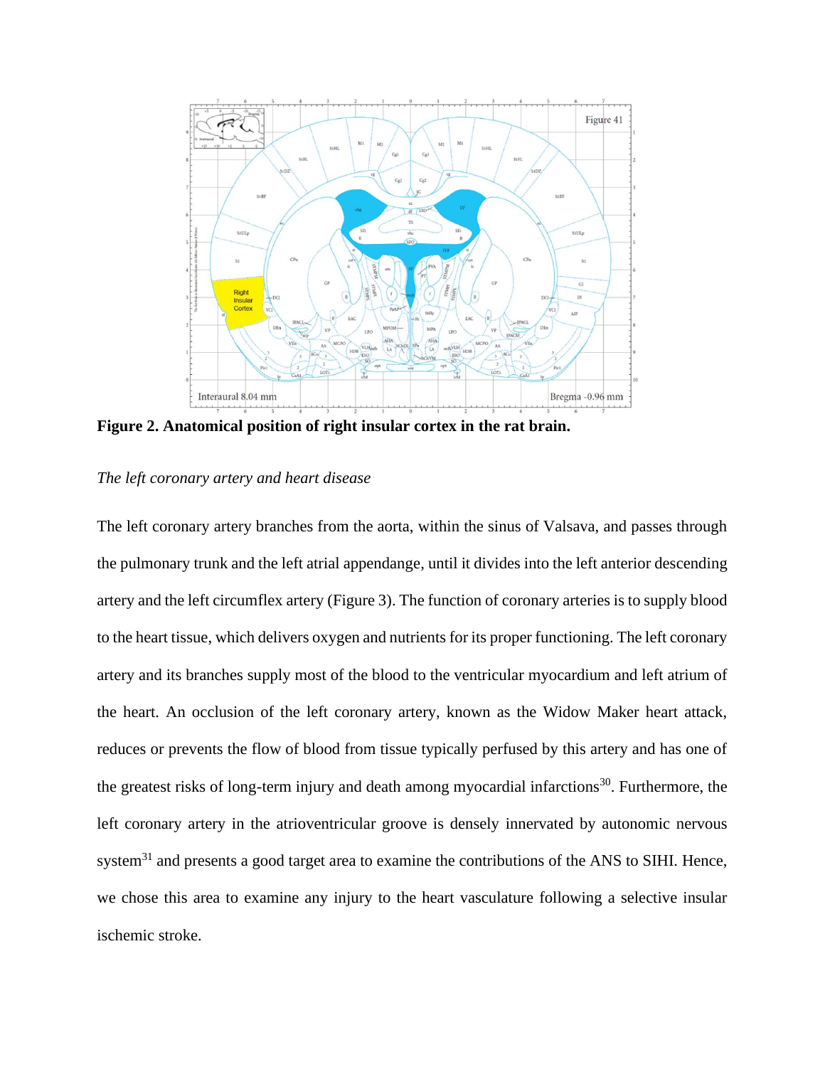**Figure 2. Anatomical position of right insular cortex in the rat brain.**

*The left coronary artery and heart disease*

The left coronary artery branches from the aorta, within the sinus of Valsava, and passes through the pulmonary trunk and the left atrial appendange, until it divides into the left anterior descending artery and the left circumflex artery (Figure 3). The function of coronary arteries is to supply blood to the heart tissue, which delivers oxygen and nutrients for its proper functioning. The left coronary artery and its branches supply most of the blood to the ventricular myocardium and left atrium of the heart. An occlusion of the left coronary artery, known as the Widow Maker heart attack, reduces or prevents the flow of blood from tissue typically perfused by this artery and has one of the greatest risks of long-term injury and death among myocardial infarctions[30]. Furthermore, the left coronary artery in the atrioventricular groove is densely innervated by autonomic nervous system[31] and presents a good target area to examine the contributions of the ANS to SIHI. Hence, we chose this area to examine any injury to the heart vasculature following a selective insular ischemic stroke.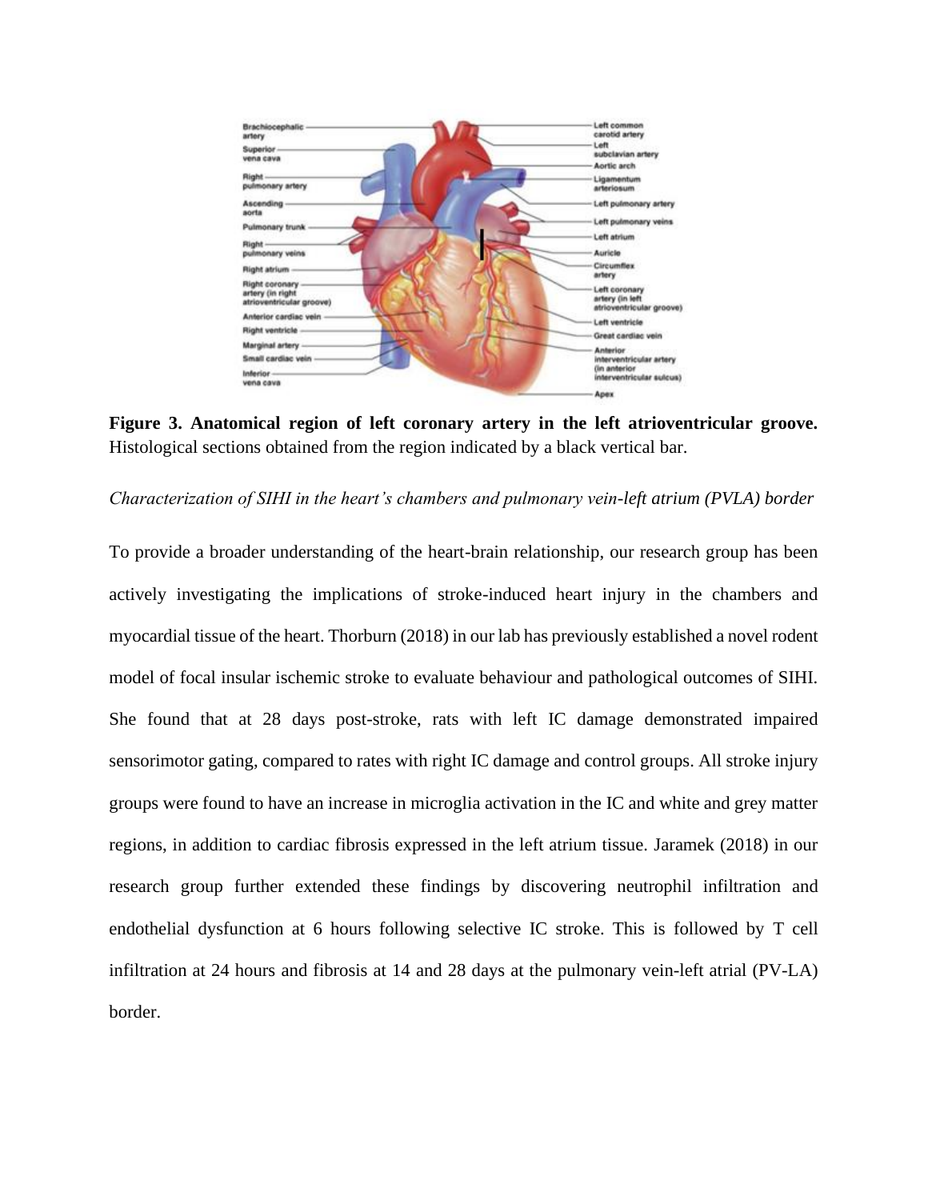**Figure 3. Anatomical region of left coronary artery in the left atrioventricular groove.** Histological sections obtained from the region indicated by a black vertical bar.

*Characterization of SIHI in the heart's chambers and pulmonary vein-left atrium (PVLA) border*

To provide a broader understanding of the heart-brain relationship, our research group has been actively investigating the implications of stroke-induced heart injury in the chambers and myocardial tissue of the heart. Thorburn (2018) in our lab has previously established a novel rodent model of focal insular ischemic stroke to evaluate behaviour and pathological outcomes of SIHI. She found that at 28 days post-stroke, rats with left IC damage demonstrated impaired sensorimotor gating, compared to rates with right IC damage and control groups. All stroke injury groups were found to have an increase in microglia activation in the IC and white and grey matter regions, in addition to cardiac fibrosis expressed in the left atrium tissue. Jaramek (2018) in our research group further extended these findings by discovering neutrophil infiltration and endothelial dysfunction at 6 hours following selective IC stroke. This is followed by T cell infiltration at 24 hours and fibrosis at 14 and 28 days at the pulmonary vein-left atrial (PV-LA) border.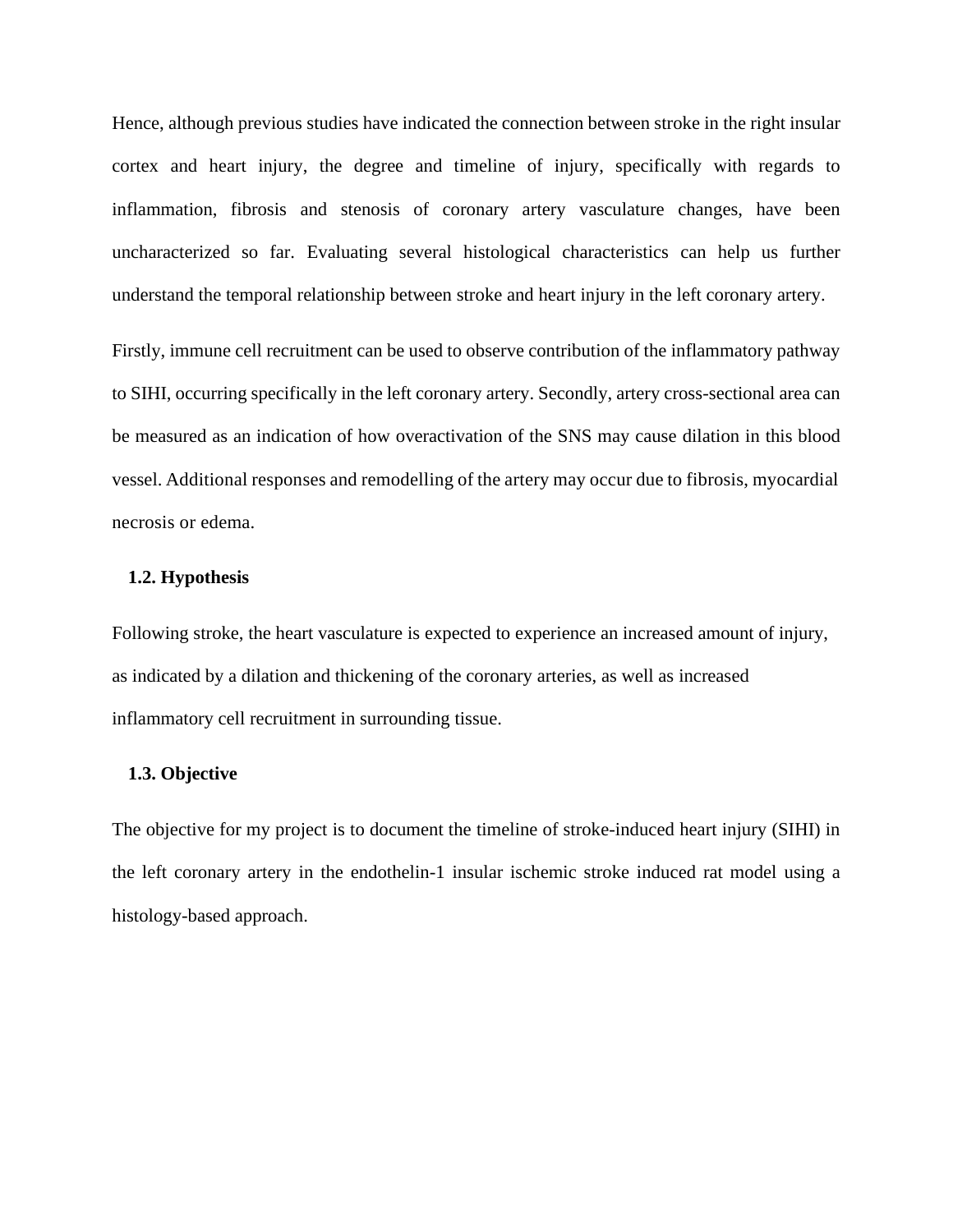Hence, although previous studies have indicated the connection between stroke in the right insular cortex and heart injury, the degree and timeline of injury, specifically with regards to inflammation, fibrosis and stenosis of coronary artery vasculature changes, have been uncharacterized so far. Evaluating several histological characteristics can help us further understand the temporal relationship between stroke and heart injury in the left coronary artery.

Firstly, immune cell recruitment can be used to observe contribution of the inflammatory pathway to SIHI, occurring specifically in the left coronary artery. Secondly, artery cross-sectional area can be measured as an indication of how overactivation of the SNS may cause dilation in this blood vessel. Additional responses and remodelling of the artery may occur due to fibrosis, myocardial necrosis or edema.

### 1.2. Hypothesis

Following stroke, the heart vasculature is expected to experience an increased amount of injury, as indicated by a dilation and thickening of the coronary arteries, as well as increased inflammatory cell recruitment in surrounding tissue.

### 1.3. Objective

The objective for my project is to document the timeline of stroke-induced heart injury (SIHI) in the left coronary artery in the endothelin-1 insular ischemic stroke induced rat model using a histology-based approach.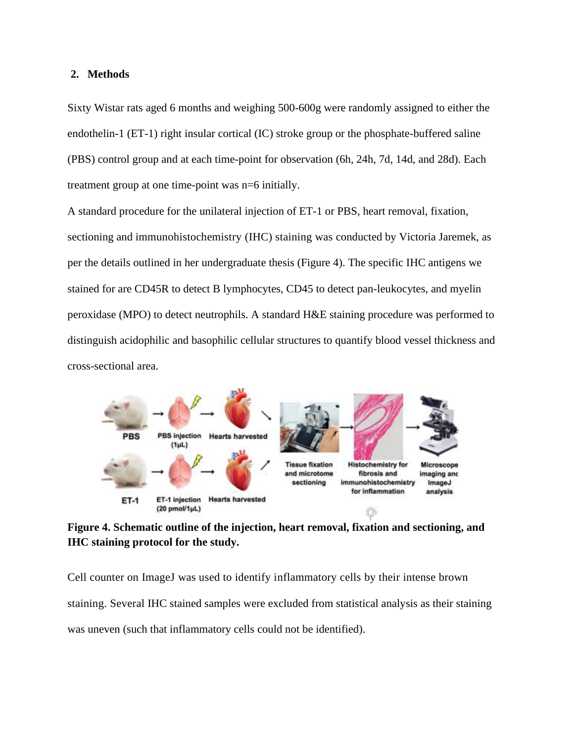## 2. Methods

Sixty Wistar rats aged 6 months and weighing 500-600g were randomly assigned to either the endothelin-1 (ET-1) right insular cortical (IC) stroke group or the phosphate-buffered saline (PBS) control group and at each time-point for observation (6h, 24h, 7d, 14d, and 28d). Each treatment group at one time-point was n=6 initially.

A standard procedure for the unilateral injection of ET-1 or PBS, heart removal, fixation, sectioning and immunohistochemistry (IHC) staining was conducted by Victoria Jaremek, as per the details outlined in her undergraduate thesis (Figure 4). The specific IHC antigens we stained for are CD45R to detect B lymphocytes, CD45 to detect pan-leukocytes, and myelin peroxidase (MPO) to detect neutrophils. A standard H&E staining procedure was performed to distinguish acidophilic and basophilic cellular structures to quantify blood vessel thickness and cross-sectional area.

**Figure 4. Schematic outline of the injection, heart removal, fixation and sectioning, and IHC staining protocol for the study.**

Cell counter on ImageJ was used to identify inflammatory cells by their intense brown staining. Several IHC stained samples were excluded from statistical analysis as their staining was uneven (such that inflammatory cells could not be identified).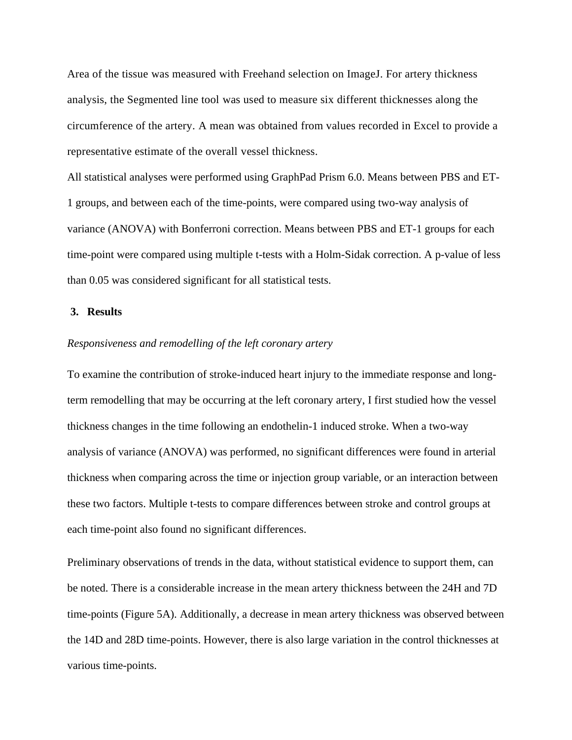Area of the tissue was measured with Freehand selection on ImageJ. For artery thickness analysis, the Segmented line tool was used to measure six different thicknesses along the circumference of the artery. A mean was obtained from values recorded in Excel to provide a representative estimate of the overall vessel thickness.

All statistical analyses were performed using GraphPad Prism 6.0. Means between PBS and ET-1 groups, and between each of the time-points, were compared using two-way analysis of variance (ANOVA) with Bonferroni correction. Means between PBS and ET-1 groups for each time-point were compared using multiple t-tests with a Holm-Sidak correction. A p-value of less than 0.05 was considered significant for all statistical tests.

## 3. Results

*Responsiveness and remodelling of the left coronary artery*

To examine the contribution of stroke-induced heart injury to the immediate response and long-term remodelling that may be occurring at the left coronary artery, I first studied how the vessel thickness changes in the time following an endothelin-1 induced stroke. When a two-way analysis of variance (ANOVA) was performed, no significant differences were found in arterial thickness when comparing across the time or injection group variable, or an interaction between these two factors. Multiple t-tests to compare differences between stroke and control groups at each time-point also found no significant differences.

Preliminary observations of trends in the data, without statistical evidence to support them, can be noted. There is a considerable increase in the mean artery thickness between the 24H and 7D time-points (Figure 5A). Additionally, a decrease in mean artery thickness was observed between the 14D and 28D time-points. However, there is also large variation in the control thicknesses at various time-points.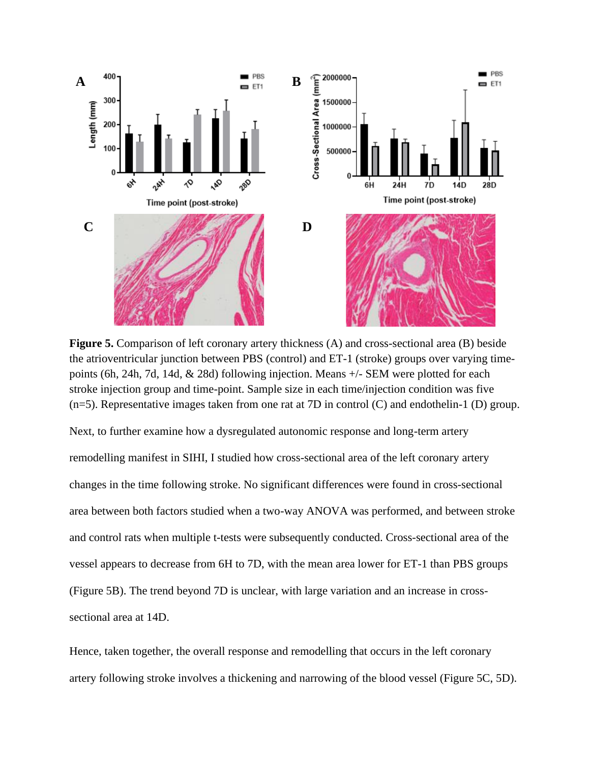**Figure 5.** Comparison of left coronary artery thickness (A) and cross-sectional area (B) beside the atrioventricular junction between PBS (control) and ET-1 (stroke) groups over varying time-points (6h, 24h, 7d, 14d, & 28d) following injection. Means +/- SEM were plotted for each stroke injection group and time-point. Sample size in each time/injection condition was five (n=5). Representative images taken from one rat at 7D in control (C) and endothelin-1 (D) group.

Next, to further examine how a dysregulated autonomic response and long-term artery remodelling manifest in SIHI, I studied how cross-sectional area of the left coronary artery changes in the time following stroke. No significant differences were found in cross-sectional area between both factors studied when a two-way ANOVA was performed, and between stroke and control rats when multiple t-tests were subsequently conducted. Cross-sectional area of the vessel appears to decrease from 6H to 7D, with the mean area lower for ET-1 than PBS groups (Figure 5B). The trend beyond 7D is unclear, with large variation and an increase in cross-sectional area at 14D.

Hence, taken together, the overall response and remodelling that occurs in the left coronary artery following stroke involves a thickening and narrowing of the blood vessel (Figure 5C, 5D).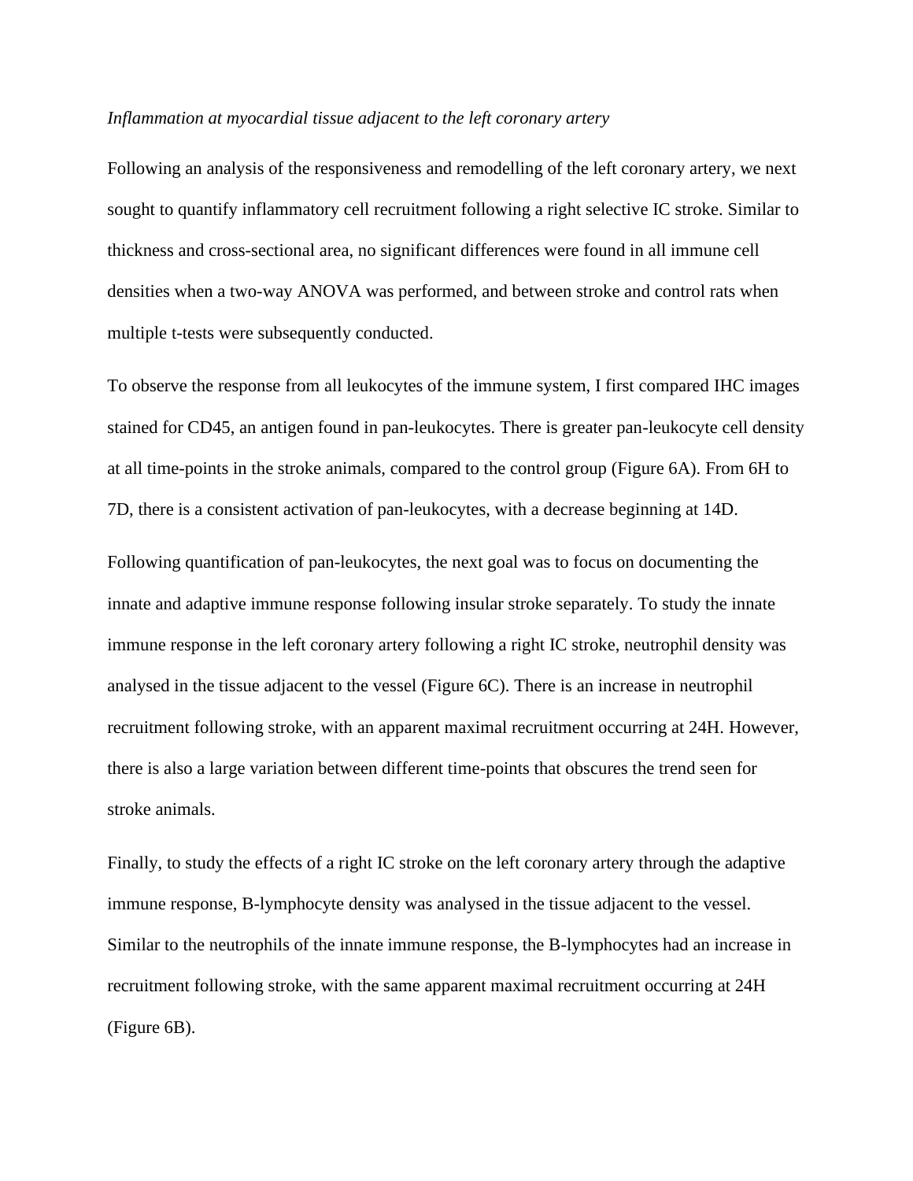*Inflammation at myocardial tissue adjacent to the left coronary artery*

Following an analysis of the responsiveness and remodelling of the left coronary artery, we next sought to quantify inflammatory cell recruitment following a right selective IC stroke. Similar to thickness and cross-sectional area, no significant differences were found in all immune cell densities when a two-way ANOVA was performed, and between stroke and control rats when multiple t-tests were subsequently conducted.

To observe the response from all leukocytes of the immune system, I first compared IHC images stained for CD45, an antigen found in pan-leukocytes. There is greater pan-leukocyte cell density at all time-points in the stroke animals, compared to the control group (Figure 6A). From 6H to 7D, there is a consistent activation of pan-leukocytes, with a decrease beginning at 14D.

Following quantification of pan-leukocytes, the next goal was to focus on documenting the innate and adaptive immune response following insular stroke separately. To study the innate immune response in the left coronary artery following a right IC stroke, neutrophil density was analysed in the tissue adjacent to the vessel (Figure 6C). There is an increase in neutrophil recruitment following stroke, with an apparent maximal recruitment occurring at 24H. However, there is also a large variation between different time-points that obscures the trend seen for stroke animals.

Finally, to study the effects of a right IC stroke on the left coronary artery through the adaptive immune response, B-lymphocyte density was analysed in the tissue adjacent to the vessel. Similar to the neutrophils of the innate immune response, the B-lymphocytes had an increase in recruitment following stroke, with the same apparent maximal recruitment occurring at 24H (Figure 6B).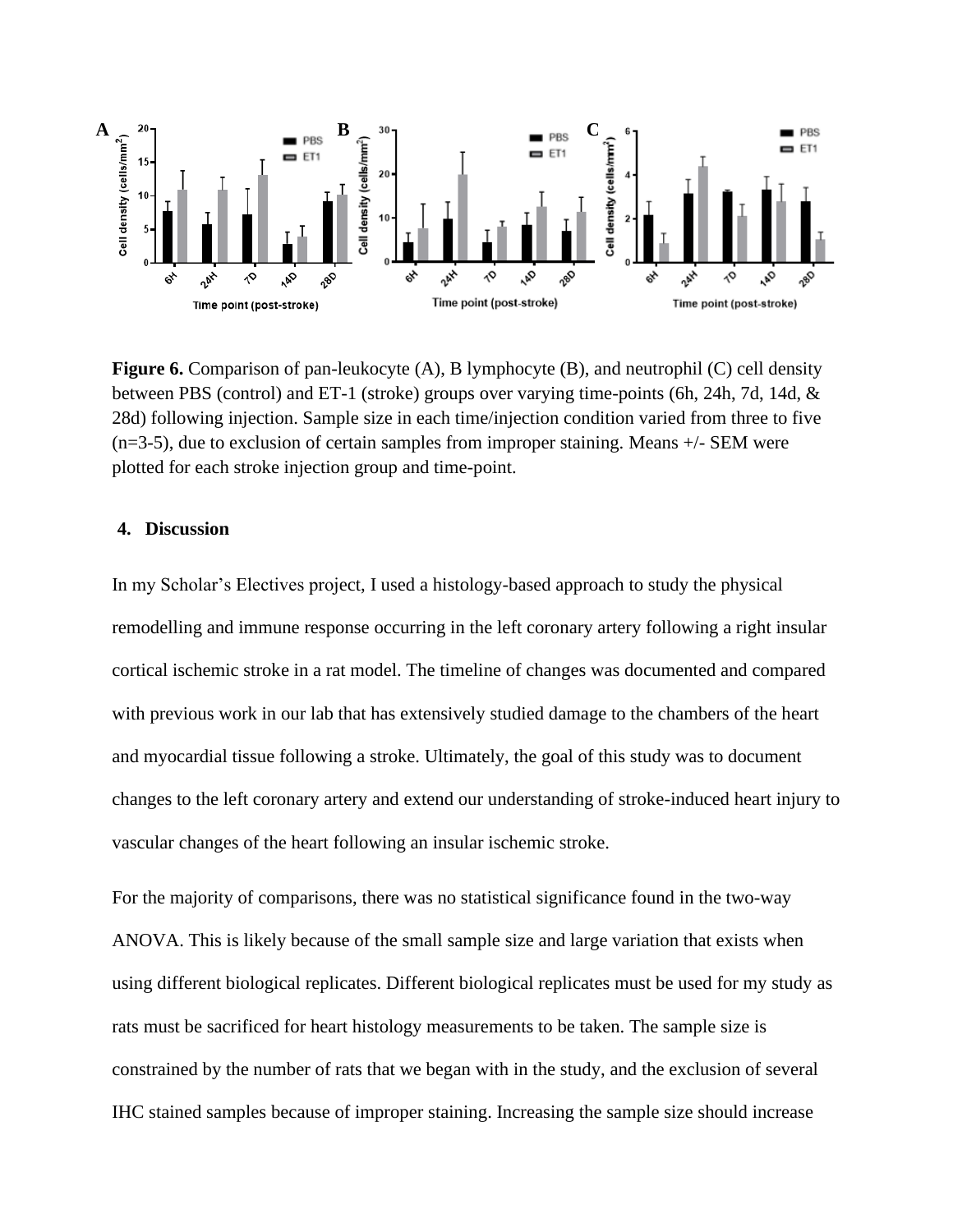**Figure 6.** Comparison of pan-leukocyte (A), B lymphocyte (B), and neutrophil (C) cell density between PBS (control) and ET-1 (stroke) groups over varying time-points (6h, 24h, 7d, 14d, & 28d) following injection. Sample size in each time/injection condition varied from three to five (n=3-5), due to exclusion of certain samples from improper staining. Means +/- SEM were plotted for each stroke injection group and time-point.

## 4. Discussion

In my Scholar's Electives project, I used a histology-based approach to study the physical remodelling and immune response occurring in the left coronary artery following a right insular cortical ischemic stroke in a rat model. The timeline of changes was documented and compared with previous work in our lab that has extensively studied damage to the chambers of the heart and myocardial tissue following a stroke. Ultimately, the goal of this study was to document changes to the left coronary artery and extend our understanding of stroke-induced heart injury to vascular changes of the heart following an insular ischemic stroke.

For the majority of comparisons, there was no statistical significance found in the two-way ANOVA. This is likely because of the small sample size and large variation that exists when using different biological replicates. Different biological replicates must be used for my study as rats must be sacrificed for heart histology measurements to be taken. The sample size is constrained by the number of rats that we began with in the study, and the exclusion of several IHC stained samples because of improper staining. Increasing the sample size should increase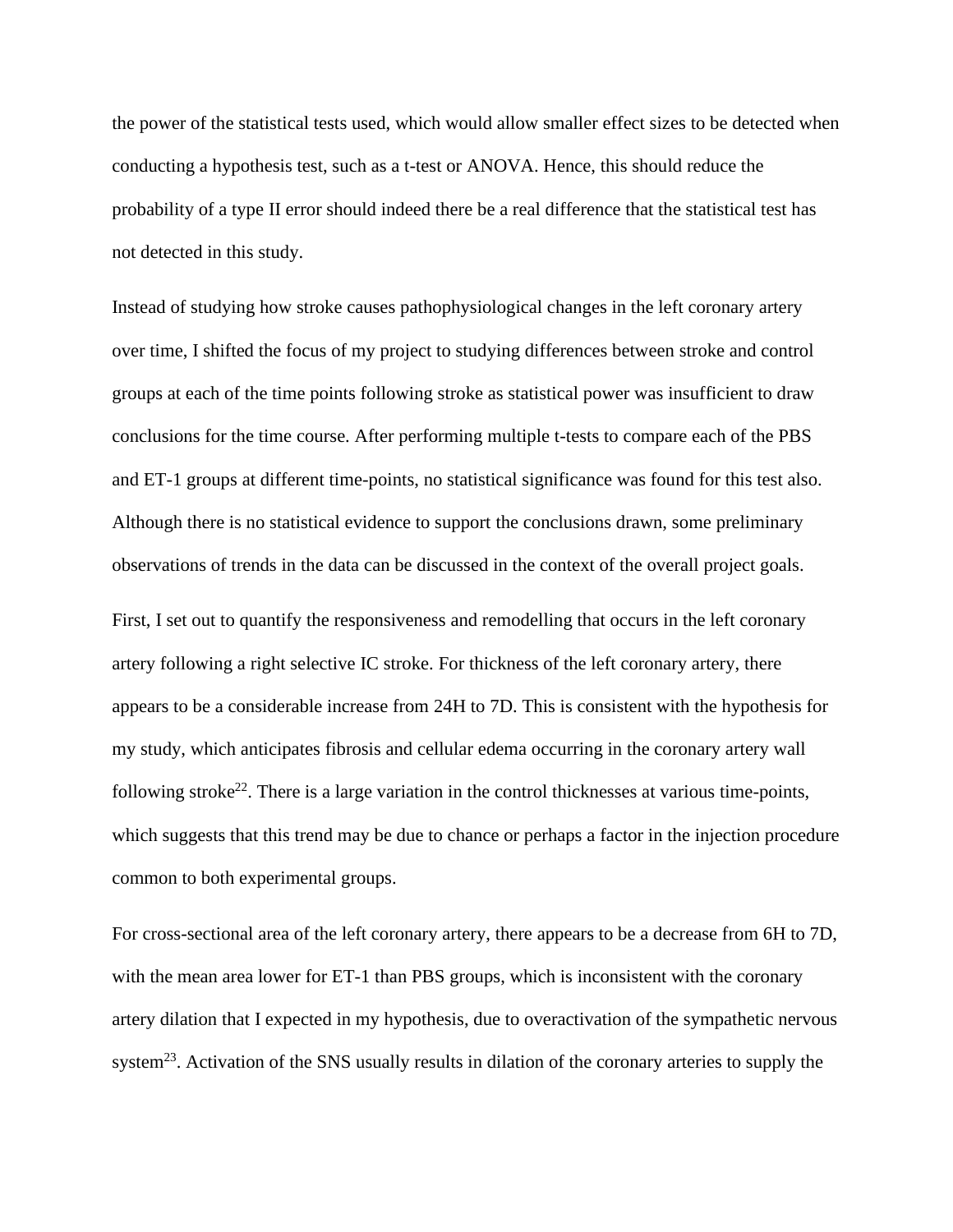the power of the statistical tests used, which would allow smaller effect sizes to be detected when conducting a hypothesis test, such as a t-test or ANOVA. Hence, this should reduce the probability of a type II error should indeed there be a real difference that the statistical test has not detected in this study.

Instead of studying how stroke causes pathophysiological changes in the left coronary artery over time, I shifted the focus of my project to studying differences between stroke and control groups at each of the time points following stroke as statistical power was insufficient to draw conclusions for the time course. After performing multiple t-tests to compare each of the PBS and ET-1 groups at different time-points, no statistical significance was found for this test also. Although there is no statistical evidence to support the conclusions drawn, some preliminary observations of trends in the data can be discussed in the context of the overall project goals.

First, I set out to quantify the responsiveness and remodelling that occurs in the left coronary artery following a right selective IC stroke. For thickness of the left coronary artery, there appears to be a considerable increase from 24H to 7D. This is consistent with the hypothesis for my study, which anticipates fibrosis and cellular edema occurring in the coronary artery wall following stroke[22]. There is a large variation in the control thicknesses at various time-points, which suggests that this trend may be due to chance or perhaps a factor in the injection procedure common to both experimental groups.

For cross-sectional area of the left coronary artery, there appears to be a decrease from 6H to 7D, with the mean area lower for ET-1 than PBS groups, which is inconsistent with the coronary artery dilation that I expected in my hypothesis, due to overactivation of the sympathetic nervous system[23]. Activation of the SNS usually results in dilation of the coronary arteries to supply the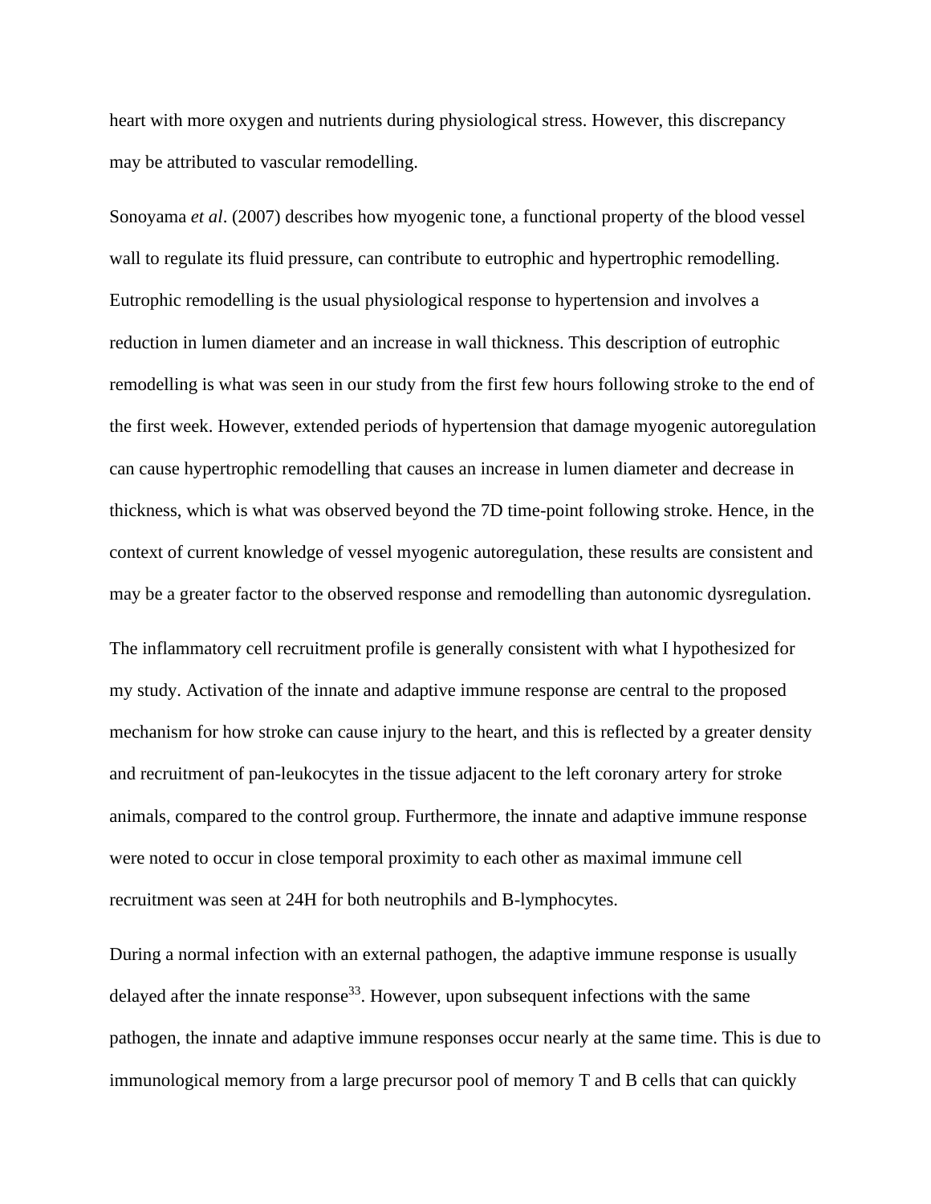heart with more oxygen and nutrients during physiological stress. However, this discrepancy may be attributed to vascular remodelling.

Sonoyama *et al*. (2007) describes how myogenic tone, a functional property of the blood vessel wall to regulate its fluid pressure, can contribute to eutrophic and hypertrophic remodelling. Eutrophic remodelling is the usual physiological response to hypertension and involves a reduction in lumen diameter and an increase in wall thickness. This description of eutrophic remodelling is what was seen in our study from the first few hours following stroke to the end of the first week. However, extended periods of hypertension that damage myogenic autoregulation can cause hypertrophic remodelling that causes an increase in lumen diameter and decrease in thickness, which is what was observed beyond the 7D time-point following stroke. Hence, in the context of current knowledge of vessel myogenic autoregulation, these results are consistent and may be a greater factor to the observed response and remodelling than autonomic dysregulation.

The inflammatory cell recruitment profile is generally consistent with what I hypothesized for my study. Activation of the innate and adaptive immune response are central to the proposed mechanism for how stroke can cause injury to the heart, and this is reflected by a greater density and recruitment of pan-leukocytes in the tissue adjacent to the left coronary artery for stroke animals, compared to the control group. Furthermore, the innate and adaptive immune response were noted to occur in close temporal proximity to each other as maximal immune cell recruitment was seen at 24H for both neutrophils and B-lymphocytes.

During a normal infection with an external pathogen, the adaptive immune response is usually delayed after the innate response[33]. However, upon subsequent infections with the same pathogen, the innate and adaptive immune responses occur nearly at the same time. This is due to immunological memory from a large precursor pool of memory T and B cells that can quickly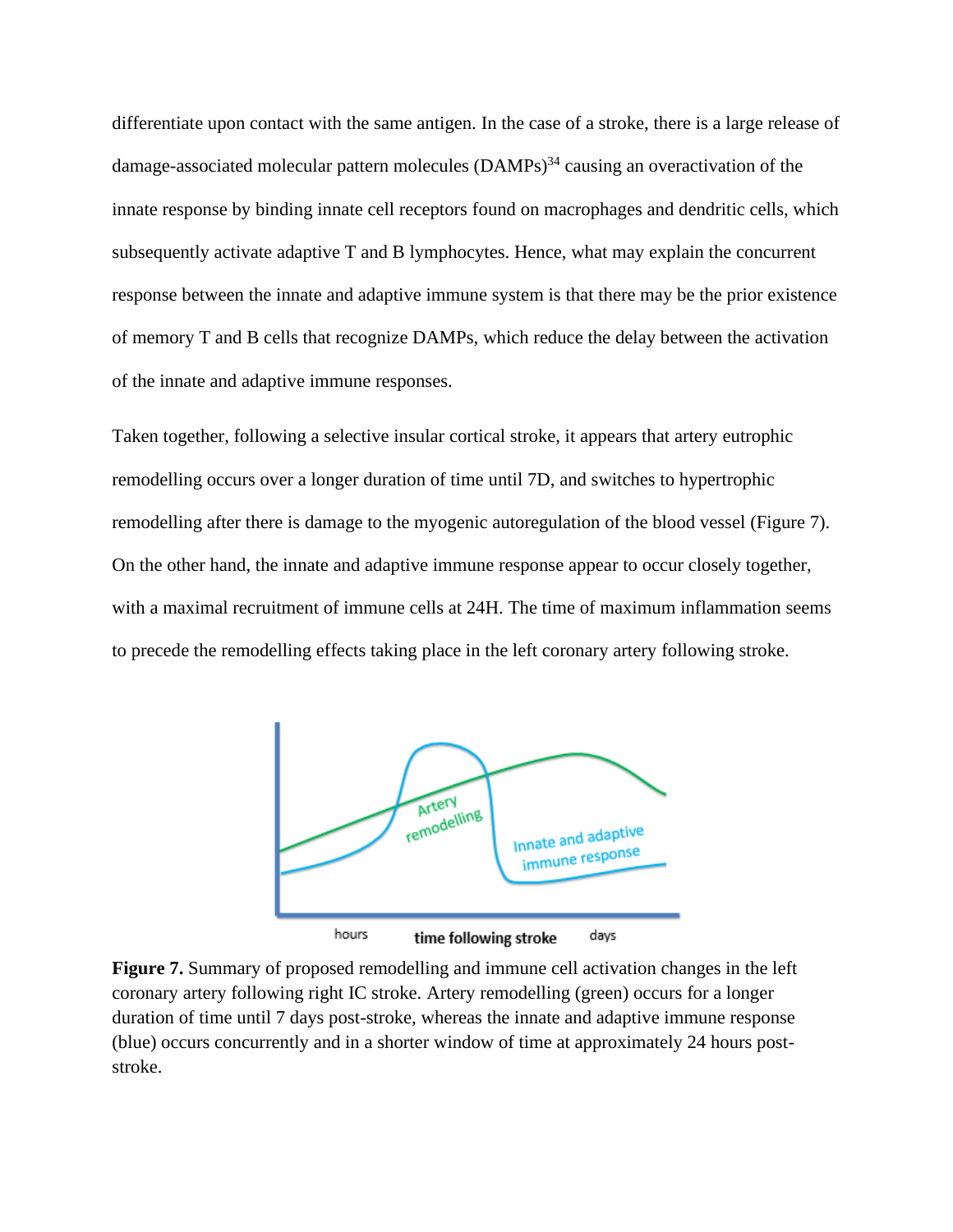differentiate upon contact with the same antigen. In the case of a stroke, there is a large release of damage-associated molecular pattern molecules (DAMPs)[34] causing an overactivation of the innate response by binding innate cell receptors found on macrophages and dendritic cells, which subsequently activate adaptive T and B lymphocytes. Hence, what may explain the concurrent response between the innate and adaptive immune system is that there may be the prior existence of memory T and B cells that recognize DAMPs, which reduce the delay between the activation of the innate and adaptive immune responses.

Taken together, following a selective insular cortical stroke, it appears that artery eutrophic remodelling occurs over a longer duration of time until 7D, and switches to hypertrophic remodelling after there is damage to the myogenic autoregulation of the blood vessel (Figure 7). On the other hand, the innate and adaptive immune response appear to occur closely together, with a maximal recruitment of immune cells at 24H. The time of maximum inflammation seems to precede the remodelling effects taking place in the left coronary artery following stroke.

**Figure 7.** Summary of proposed remodelling and immune cell activation changes in the left coronary artery following right IC stroke. Artery remodelling (green) occurs for a longer duration of time until 7 days post-stroke, whereas the innate and adaptive immune response (blue) occurs concurrently and in a shorter window of time at approximately 24 hours post-stroke.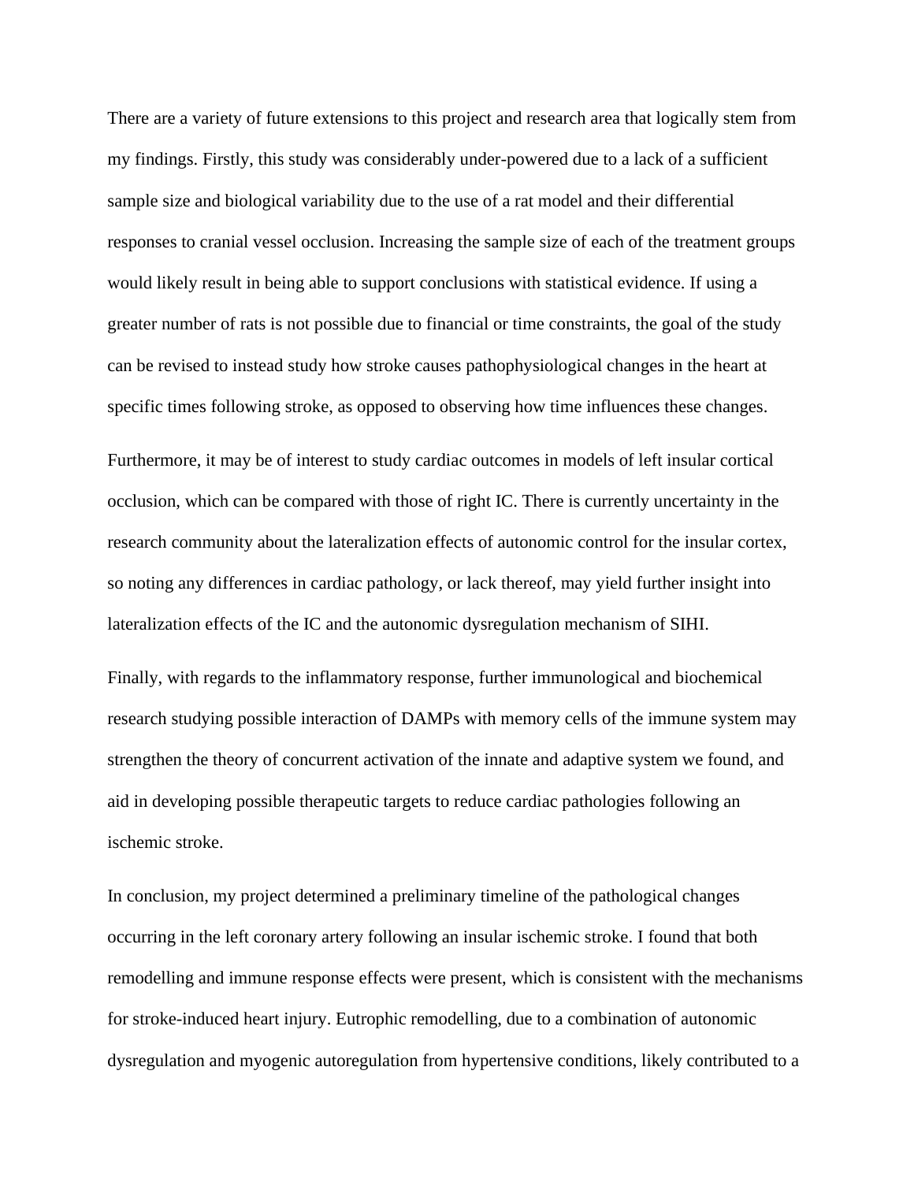There are a variety of future extensions to this project and research area that logically stem from my findings. Firstly, this study was considerably under-powered due to a lack of a sufficient sample size and biological variability due to the use of a rat model and their differential responses to cranial vessel occlusion. Increasing the sample size of each of the treatment groups would likely result in being able to support conclusions with statistical evidence. If using a greater number of rats is not possible due to financial or time constraints, the goal of the study can be revised to instead study how stroke causes pathophysiological changes in the heart at specific times following stroke, as opposed to observing how time influences these changes.

Furthermore, it may be of interest to study cardiac outcomes in models of left insular cortical occlusion, which can be compared with those of right IC. There is currently uncertainty in the research community about the lateralization effects of autonomic control for the insular cortex, so noting any differences in cardiac pathology, or lack thereof, may yield further insight into lateralization effects of the IC and the autonomic dysregulation mechanism of SIHI.

Finally, with regards to the inflammatory response, further immunological and biochemical research studying possible interaction of DAMPs with memory cells of the immune system may strengthen the theory of concurrent activation of the innate and adaptive system we found, and aid in developing possible therapeutic targets to reduce cardiac pathologies following an ischemic stroke.

In conclusion, my project determined a preliminary timeline of the pathological changes occurring in the left coronary artery following an insular ischemic stroke. I found that both remodelling and immune response effects were present, which is consistent with the mechanisms for stroke-induced heart injury. Eutrophic remodelling, due to a combination of autonomic dysregulation and myogenic autoregulation from hypertensive conditions, likely contributed to a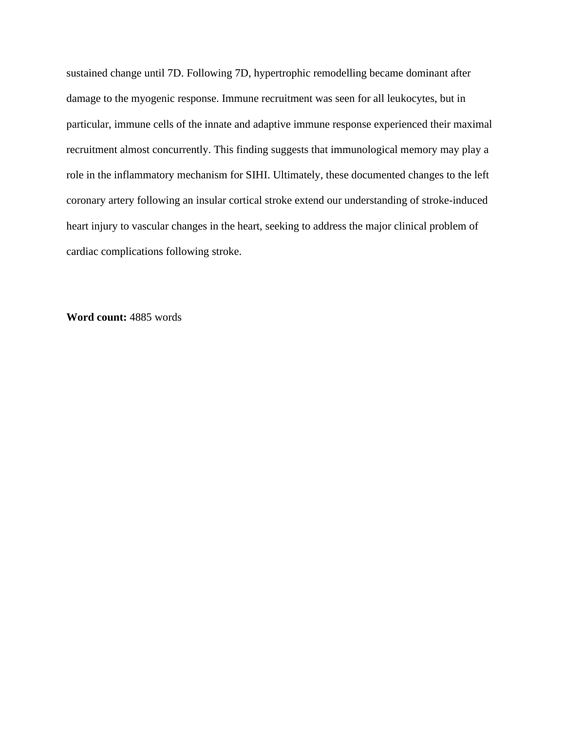sustained change until 7D. Following 7D, hypertrophic remodelling became dominant after damage to the myogenic response. Immune recruitment was seen for all leukocytes, but in particular, immune cells of the innate and adaptive immune response experienced their maximal recruitment almost concurrently. This finding suggests that immunological memory may play a role in the inflammatory mechanism for SIHI. Ultimately, these documented changes to the left coronary artery following an insular cortical stroke extend our understanding of stroke-induced heart injury to vascular changes in the heart, seeking to address the major clinical problem of cardiac complications following stroke.

**Word count:** 4885 words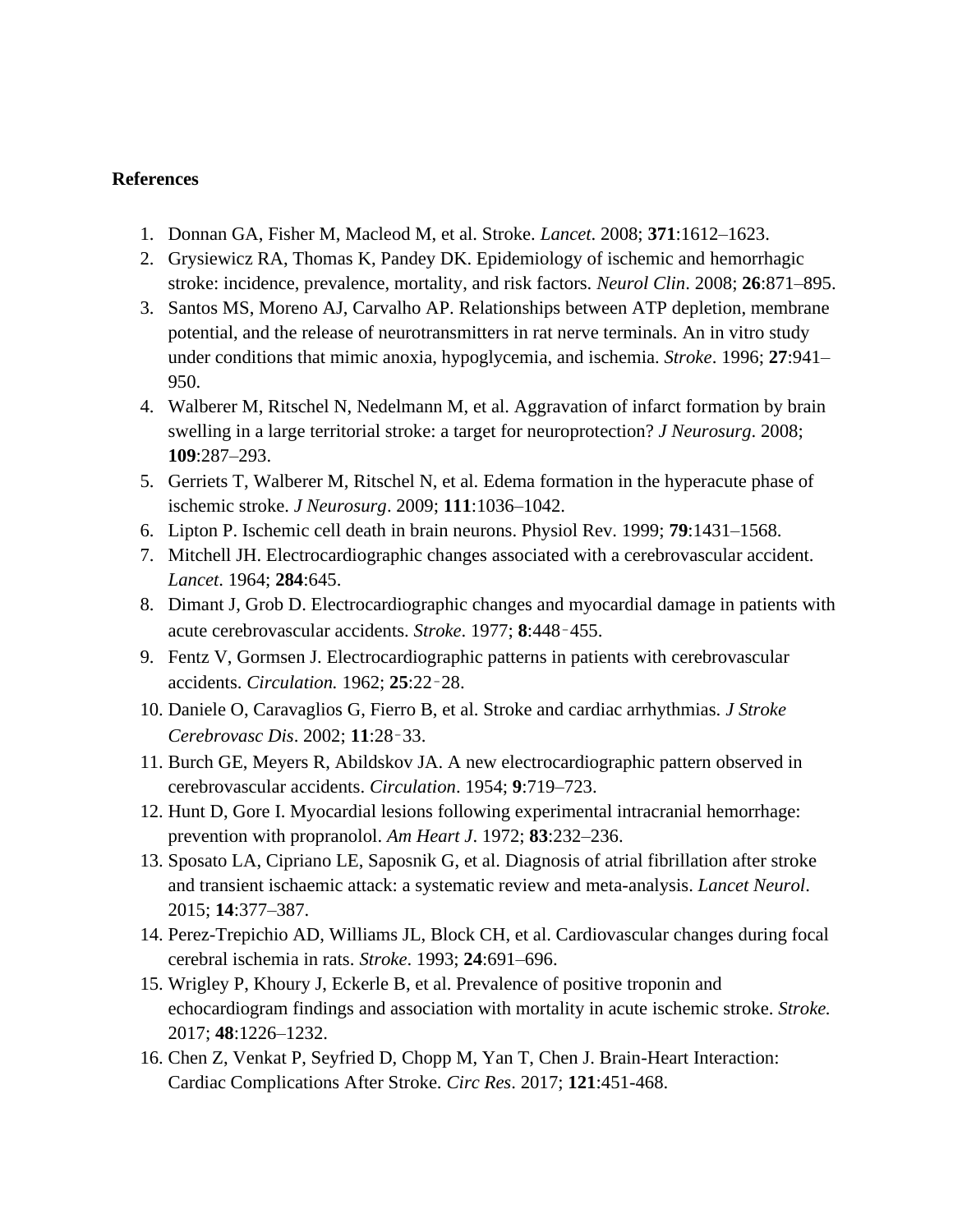**References**

1. Donnan GA, Fisher M, Macleod M, et al. Stroke. *Lancet*. 2008; **371**:1612–1623.
2. Grysiewicz RA, Thomas K, Pandey DK. Epidemiology of ischemic and hemorrhagic stroke: incidence, prevalence, mortality, and risk factors. *Neurol Clin*. 2008; **26**:871–895.
3. Santos MS, Moreno AJ, Carvalho AP. Relationships between ATP depletion, membrane potential, and the release of neurotransmitters in rat nerve terminals. An in vitro study under conditions that mimic anoxia, hypoglycemia, and ischemia. *Stroke*. 1996; **27**:941–950.
4. Walberer M, Ritschel N, Nedelmann M, et al. Aggravation of infarct formation by brain swelling in a large territorial stroke: a target for neuroprotection? *J Neurosurg*. 2008; **109**:287–293.
5. Gerriets T, Walberer M, Ritschel N, et al. Edema formation in the hyperacute phase of ischemic stroke. *J Neurosurg*. 2009; **111**:1036–1042.
6. Lipton P. Ischemic cell death in brain neurons. Physiol Rev. 1999; **79**:1431–1568.
7. Mitchell JH. Electrocardiographic changes associated with a cerebrovascular accident. *Lancet*. 1964; **284**:645.
8. Dimant J, Grob D. Electrocardiographic changes and myocardial damage in patients with acute cerebrovascular accidents. *Stroke*. 1977; **8**:448–455.
9. Fentz V, Gormsen J. Electrocardiographic patterns in patients with cerebrovascular accidents. *Circulation.* 1962; **25**:22–28.
10. Daniele O, Caravaglios G, Fierro B, et al. Stroke and cardiac arrhythmias. *J Stroke Cerebrovasc Dis*. 2002; **11**:28–33.
11. Burch GE, Meyers R, Abildskov JA. A new electrocardiographic pattern observed in cerebrovascular accidents. *Circulation*. 1954; **9**:719–723.
12. Hunt D, Gore I. Myocardial lesions following experimental intracranial hemorrhage: prevention with propranolol. *Am Heart J*. 1972; **83**:232–236.
13. Sposato LA, Cipriano LE, Saposnik G, et al. Diagnosis of atrial fibrillation after stroke and transient ischaemic attack: a systematic review and meta-analysis. *Lancet Neurol*. 2015; **14**:377–387.
14. Perez-Trepichio AD, Williams JL, Block CH, et al. Cardiovascular changes during focal cerebral ischemia in rats. *Stroke*. 1993; **24**:691–696.
15. Wrigley P, Khoury J, Eckerle B, et al. Prevalence of positive troponin and echocardiogram findings and association with mortality in acute ischemic stroke. *Stroke.* 2017; **48**:1226–1232.
16. Chen Z, Venkat P, Seyfried D, Chopp M, Yan T, Chen J. Brain-Heart Interaction: Cardiac Complications After Stroke. *Circ Res*. 2017; **121**:451-468.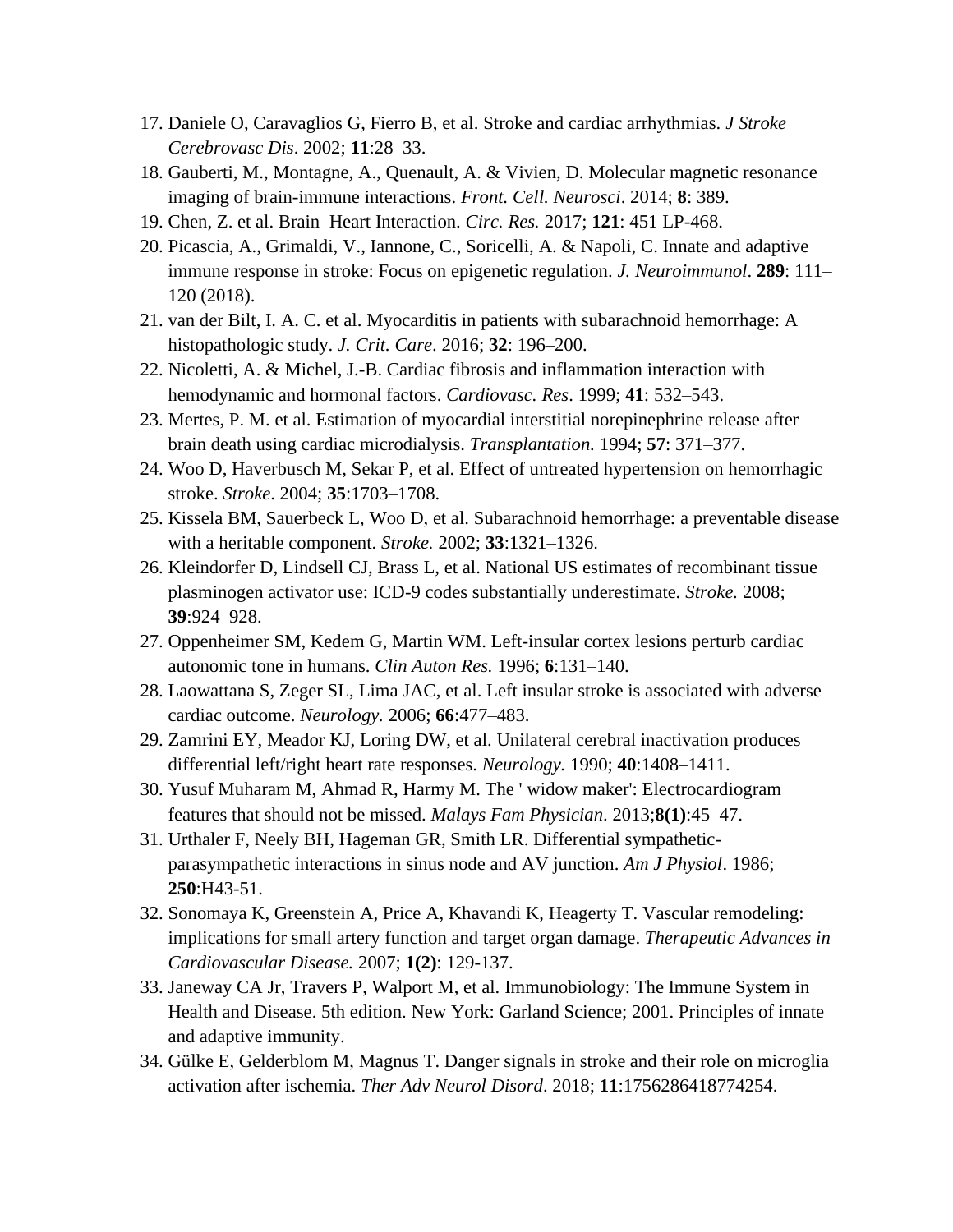17. Daniele O, Caravaglios G, Fierro B, et al. Stroke and cardiac arrhythmias. *J Stroke Cerebrovasc Dis*. 2002; **11**:28–33.
18. Gauberti, M., Montagne, A., Quenault, A. & Vivien, D. Molecular magnetic resonance imaging of brain-immune interactions. *Front. Cell. Neurosci*. 2014; **8**: 389.
19. Chen, Z. et al. Brain–Heart Interaction. *Circ. Res.* 2017; **121**: 451 LP-468.
20. Picascia, A., Grimaldi, V., Iannone, C., Soricelli, A. & Napoli, C. Innate and adaptive immune response in stroke: Focus on epigenetic regulation. *J. Neuroimmunol*. **289**: 111–120 (2018).
21. van der Bilt, I. A. C. et al. Myocarditis in patients with subarachnoid hemorrhage: A histopathologic study. *J. Crit. Care*. 2016; **32**: 196–200.
22. Nicoletti, A. & Michel, J.-B. Cardiac fibrosis and inflammation interaction with hemodynamic and hormonal factors. *Cardiovasc. Res*. 1999; **41**: 532–543.
23. Mertes, P. M. et al. Estimation of myocardial interstitial norepinephrine release after brain death using cardiac microdialysis. *Transplantation.* 1994; **57**: 371–377.
24. Woo D, Haverbusch M, Sekar P, et al. Effect of untreated hypertension on hemorrhagic stroke. *Stroke*. 2004; **35**:1703–1708.
25. Kissela BM, Sauerbeck L, Woo D, et al. Subarachnoid hemorrhage: a preventable disease with a heritable component. *Stroke.* 2002; **33**:1321–1326.
26. Kleindorfer D, Lindsell CJ, Brass L, et al. National US estimates of recombinant tissue plasminogen activator use: ICD-9 codes substantially underestimate. *Stroke.* 2008; **39**:924–928.
27. Oppenheimer SM, Kedem G, Martin WM. Left-insular cortex lesions perturb cardiac autonomic tone in humans. *Clin Auton Res.* 1996; **6**:131–140.
28. Laowattana S, Zeger SL, Lima JAC, et al. Left insular stroke is associated with adverse cardiac outcome. *Neurology.* 2006; **66**:477–483.
29. Zamrini EY, Meador KJ, Loring DW, et al. Unilateral cerebral inactivation produces differential left/right heart rate responses. *Neurology.* 1990; **40**:1408–1411.
30. Yusuf Muharam M, Ahmad R, Harmy M. The ' widow maker': Electrocardiogram features that should not be missed. *Malays Fam Physician*. 2013;**8(1)**:45–47.
31. Urthaler F, Neely BH, Hageman GR, Smith LR. Differential sympathetic-parasympathetic interactions in sinus node and AV junction. *Am J Physiol*. 1986; **250**:H43-51.
32. Sonomaya K, Greenstein A, Price A, Khavandi K, Heagerty T. Vascular remodeling: implications for small artery function and target organ damage. *Therapeutic Advances in Cardiovascular Disease.* 2007; **1(2)**: 129-137.
33. Janeway CA Jr, Travers P, Walport M, et al. Immunobiology: The Immune System in Health and Disease. 5th edition. New York: Garland Science; 2001. Principles of innate and adaptive immunity.
34. Gülke E, Gelderblom M, Magnus T. Danger signals in stroke and their role on microglia activation after ischemia. *Ther Adv Neurol Disord*. 2018; **11**:1756286418774254.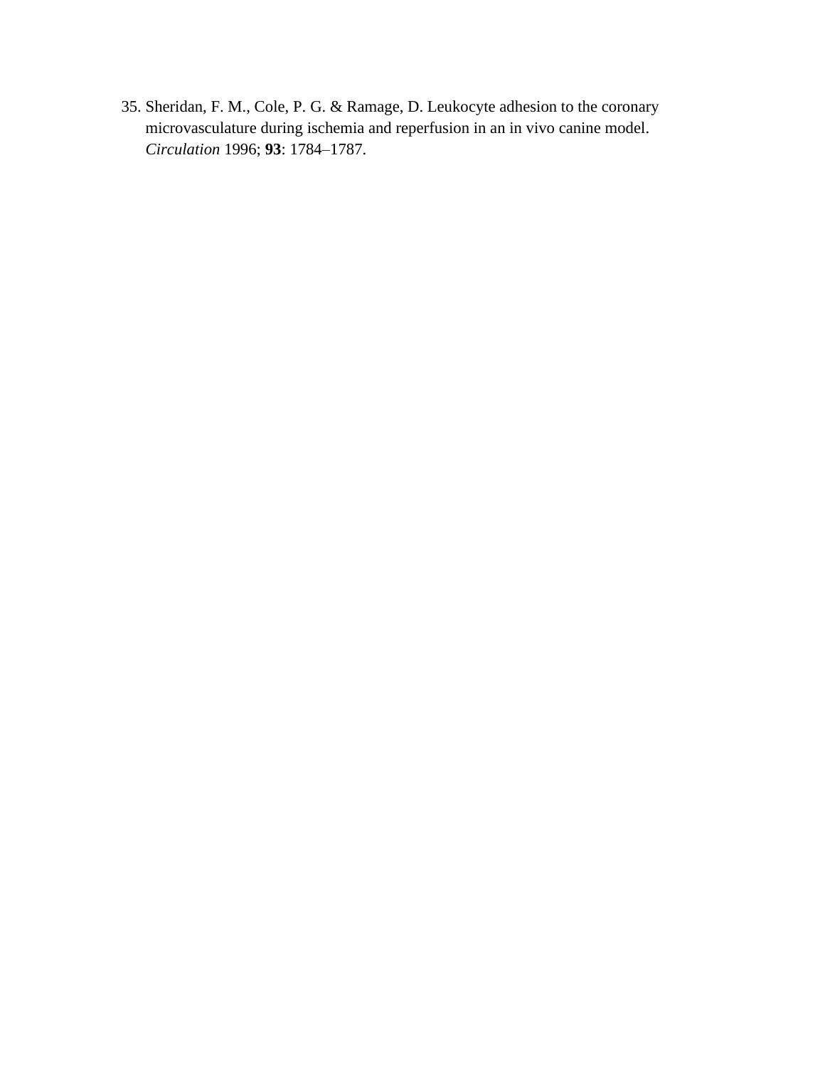35. Sheridan, F. M., Cole, P. G. & Ramage, D. Leukocyte adhesion to the coronary microvasculature during ischemia and reperfusion in an in vivo canine model. *Circulation* 1996; **93**: 1784–1787.